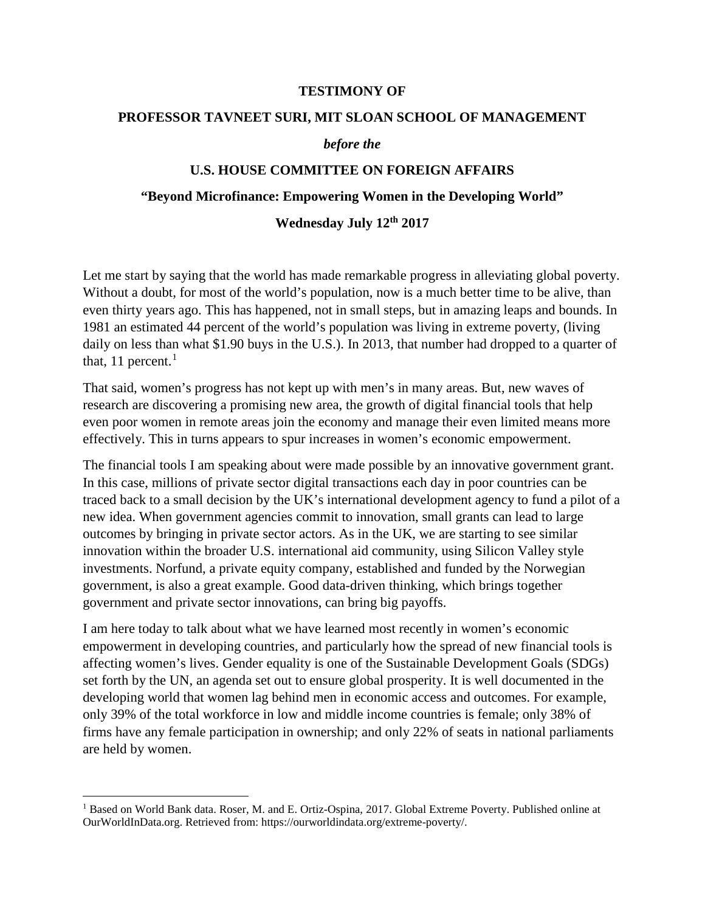**TESTIMONY OF**

**PROFESSOR TAVNEET SURI, MIT SLOAN SCHOOL OF MANAGEMENT**

***before the***

**U.S. HOUSE COMMITTEE ON FOREIGN AFFAIRS**

**"Beyond Microfinance: Empowering Women in the Developing World"**

**Wednesday July 12th 2017**

Let me start by saying that the world has made remarkable progress in alleviating global poverty. Without a doubt, for most of the world's population, now is a much better time to be alive, than even thirty years ago. This has happened, not in small steps, but in amazing leaps and bounds. In 1981 an estimated 44 percent of the world's population was living in extreme poverty, (living daily on less than what $1.90 buys in the U.S.). In 2013, that number had dropped to a quarter of that, 11 percent.[1]

That said, women's progress has not kept up with men's in many areas. But, new waves of research are discovering a promising new area, the growth of digital financial tools that help even poor women in remote areas join the economy and manage their even limited means more effectively. This in turns appears to spur increases in women's economic empowerment.

The financial tools I am speaking about were made possible by an innovative government grant. In this case, millions of private sector digital transactions each day in poor countries can be traced back to a small decision by the UK's international development agency to fund a pilot of a new idea. When government agencies commit to innovation, small grants can lead to large outcomes by bringing in private sector actors. As in the UK, we are starting to see similar innovation within the broader U.S. international aid community, using Silicon Valley style investments. Norfund, a private equity company, established and funded by the Norwegian government, is also a great example. Good data-driven thinking, which brings together government and private sector innovations, can bring big payoffs.

I am here today to talk about what we have learned most recently in women's economic empowerment in developing countries, and particularly how the spread of new financial tools is affecting women's lives. Gender equality is one of the Sustainable Development Goals (SDGs) set forth by the UN, an agenda set out to ensure global prosperity. It is well documented in the developing world that women lag behind men in economic access and outcomes. For example, only 39% of the total workforce in low and middle income countries is female; only 38% of firms have any female participation in ownership; and only 22% of seats in national parliaments are held by women.

[1] Based on World Bank data. Roser, M. and E. Ortiz-Ospina, 2017. Global Extreme Poverty. Published online at OurWorldInData.org. Retrieved from: https://ourworldindata.org/extreme-poverty/.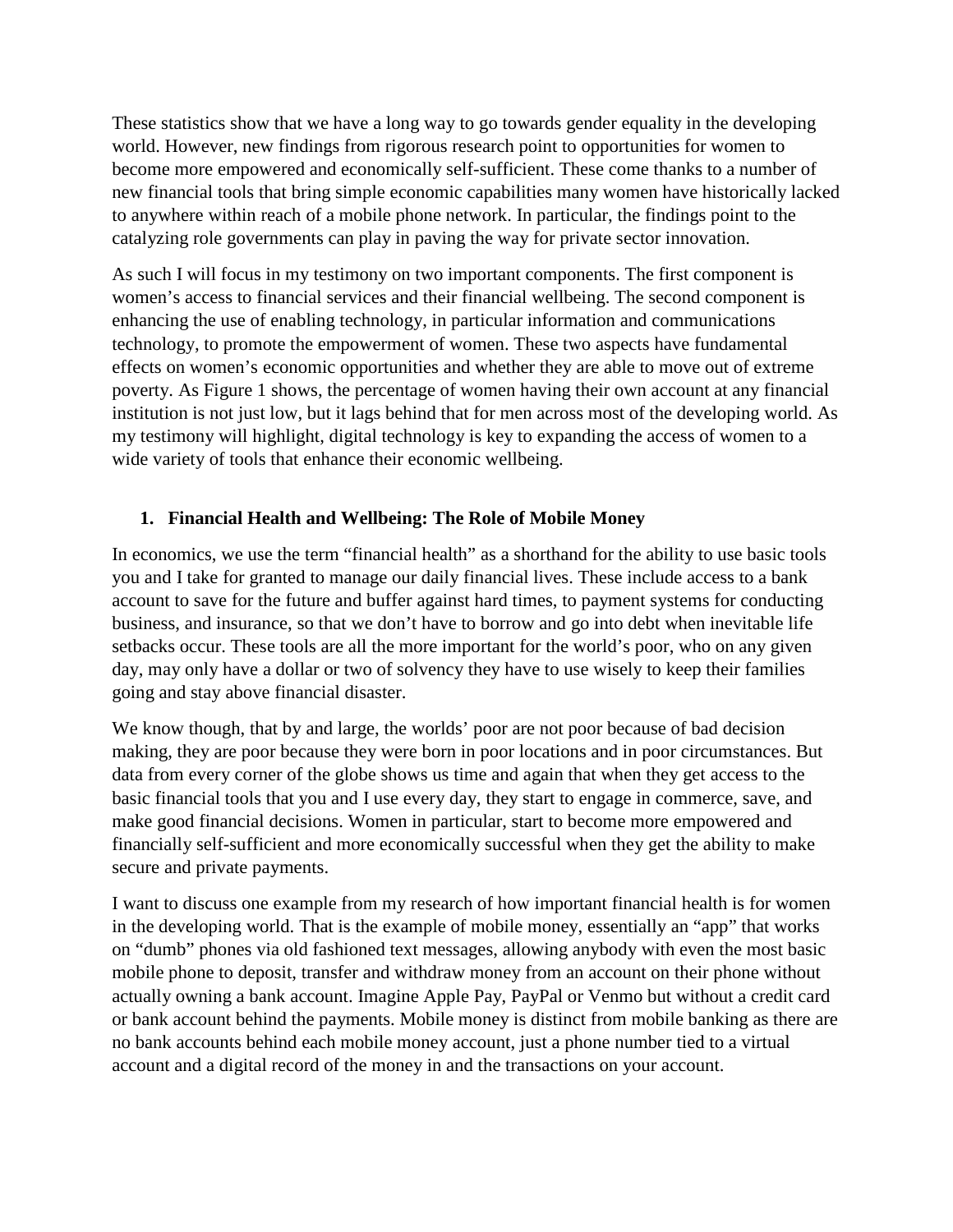These statistics show that we have a long way to go towards gender equality in the developing world. However, new findings from rigorous research point to opportunities for women to become more empowered and economically self-sufficient. These come thanks to a number of new financial tools that bring simple economic capabilities many women have historically lacked to anywhere within reach of a mobile phone network. In particular, the findings point to the catalyzing role governments can play in paving the way for private sector innovation.

As such I will focus in my testimony on two important components. The first component is women's access to financial services and their financial wellbeing. The second component is enhancing the use of enabling technology, in particular information and communications technology, to promote the empowerment of women. These two aspects have fundamental effects on women's economic opportunities and whether they are able to move out of extreme poverty. As Figure 1 shows, the percentage of women having their own account at any financial institution is not just low, but it lags behind that for men across most of the developing world. As my testimony will highlight, digital technology is key to expanding the access of women to a wide variety of tools that enhance their economic wellbeing.

## 1. Financial Health and Wellbeing: The Role of Mobile Money

In economics, we use the term "financial health" as a shorthand for the ability to use basic tools you and I take for granted to manage our daily financial lives. These include access to a bank account to save for the future and buffer against hard times, to payment systems for conducting business, and insurance, so that we don't have to borrow and go into debt when inevitable life setbacks occur. These tools are all the more important for the world's poor, who on any given day, may only have a dollar or two of solvency they have to use wisely to keep their families going and stay above financial disaster.

We know though, that by and large, the worlds' poor are not poor because of bad decision making, they are poor because they were born in poor locations and in poor circumstances. But data from every corner of the globe shows us time and again that when they get access to the basic financial tools that you and I use every day, they start to engage in commerce, save, and make good financial decisions. Women in particular, start to become more empowered and financially self-sufficient and more economically successful when they get the ability to make secure and private payments.

I want to discuss one example from my research of how important financial health is for women in the developing world. That is the example of mobile money, essentially an "app" that works on "dumb" phones via old fashioned text messages, allowing anybody with even the most basic mobile phone to deposit, transfer and withdraw money from an account on their phone without actually owning a bank account. Imagine Apple Pay, PayPal or Venmo but without a credit card or bank account behind the payments. Mobile money is distinct from mobile banking as there are no bank accounts behind each mobile money account, just a phone number tied to a virtual account and a digital record of the money in and the transactions on your account.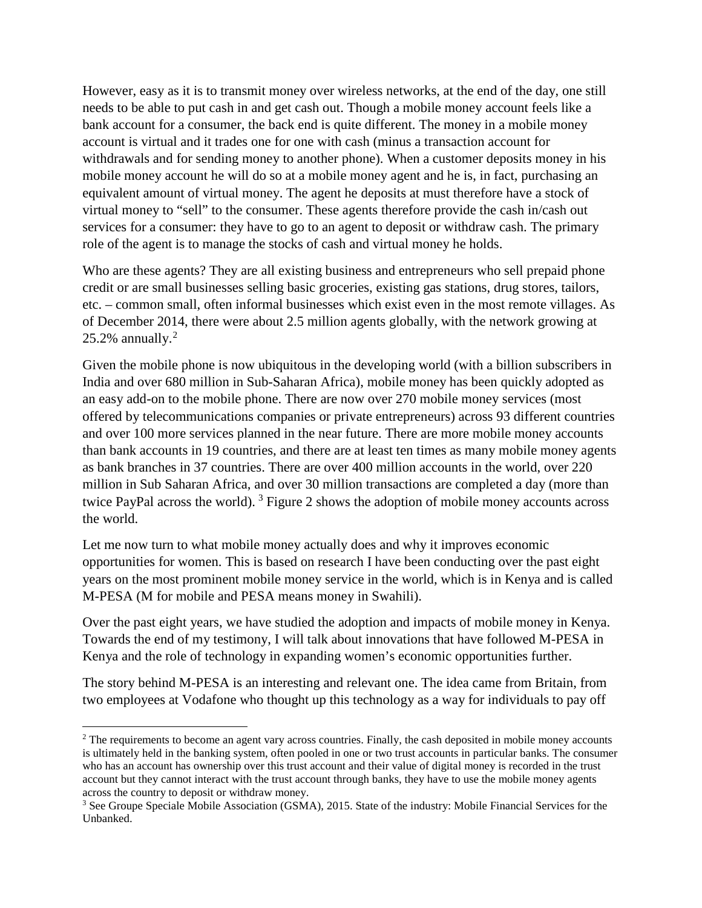However, easy as it is to transmit money over wireless networks, at the end of the day, one still needs to be able to put cash in and get cash out. Though a mobile money account feels like a bank account for a consumer, the back end is quite different. The money in a mobile money account is virtual and it trades one for one with cash (minus a transaction account for withdrawals and for sending money to another phone). When a customer deposits money in his mobile money account he will do so at a mobile money agent and he is, in fact, purchasing an equivalent amount of virtual money. The agent he deposits at must therefore have a stock of virtual money to "sell" to the consumer. These agents therefore provide the cash in/cash out services for a consumer: they have to go to an agent to deposit or withdraw cash. The primary role of the agent is to manage the stocks of cash and virtual money he holds.

Who are these agents? They are all existing business and entrepreneurs who sell prepaid phone credit or are small businesses selling basic groceries, existing gas stations, drug stores, tailors, etc. – common small, often informal businesses which exist even in the most remote villages. As of December 2014, there were about 2.5 million agents globally, with the network growing at 25.2% annually.[2]

Given the mobile phone is now ubiquitous in the developing world (with a billion subscribers in India and over 680 million in Sub-Saharan Africa), mobile money has been quickly adopted as an easy add-on to the mobile phone. There are now over 270 mobile money services (most offered by telecommunications companies or private entrepreneurs) across 93 different countries and over 100 more services planned in the near future. There are more mobile money accounts than bank accounts in 19 countries, and there are at least ten times as many mobile money agents as bank branches in 37 countries. There are over 400 million accounts in the world, over 220 million in Sub Saharan Africa, and over 30 million transactions are completed a day (more than twice PayPal across the world). [3] Figure 2 shows the adoption of mobile money accounts across the world.

Let me now turn to what mobile money actually does and why it improves economic opportunities for women. This is based on research I have been conducting over the past eight years on the most prominent mobile money service in the world, which is in Kenya and is called M-PESA (M for mobile and PESA means money in Swahili).

Over the past eight years, we have studied the adoption and impacts of mobile money in Kenya. Towards the end of my testimony, I will talk about innovations that have followed M-PESA in Kenya and the role of technology in expanding women's economic opportunities further.

The story behind M-PESA is an interesting and relevant one. The idea came from Britain, from two employees at Vodafone who thought up this technology as a way for individuals to pay off

---

[2] The requirements to become an agent vary across countries. Finally, the cash deposited in mobile money accounts is ultimately held in the banking system, often pooled in one or two trust accounts in particular banks. The consumer who has an account has ownership over this trust account and their value of digital money is recorded in the trust account but they cannot interact with the trust account through banks, they have to use the mobile money agents across the country to deposit or withdraw money.

[3] See Groupe Speciale Mobile Association (GSMA), 2015. State of the industry: Mobile Financial Services for the Unbanked.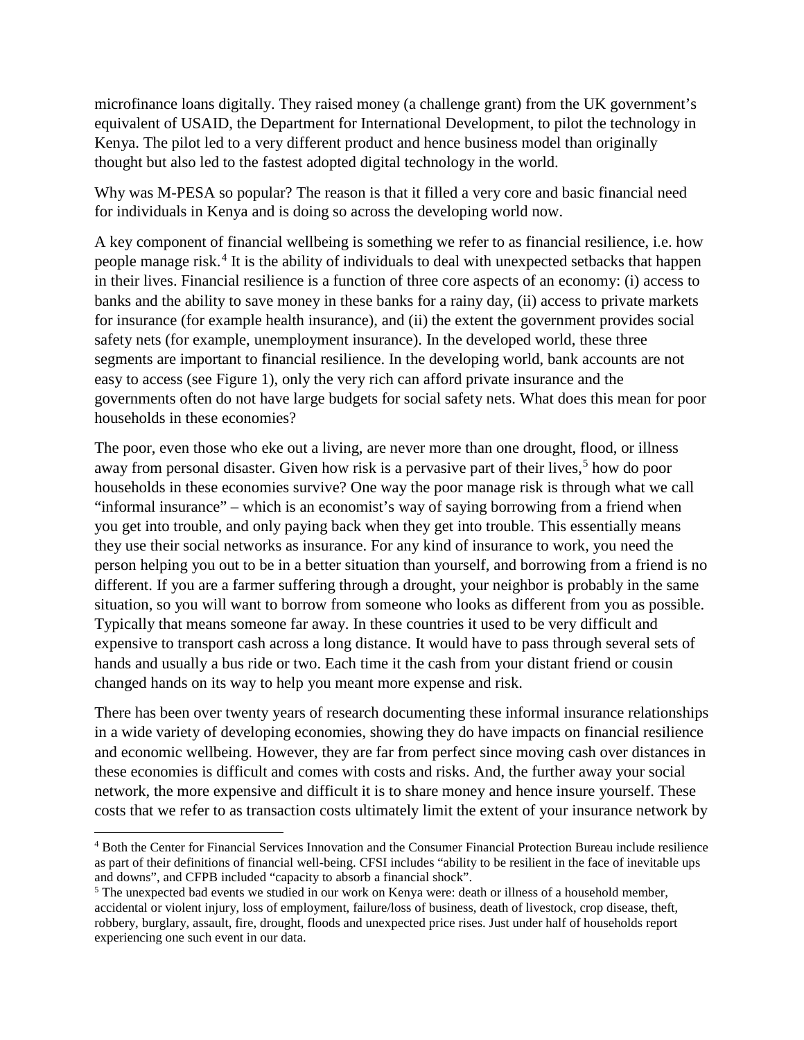microfinance loans digitally. They raised money (a challenge grant) from the UK government's equivalent of USAID, the Department for International Development, to pilot the technology in Kenya. The pilot led to a very different product and hence business model than originally thought but also led to the fastest adopted digital technology in the world.

Why was M-PESA so popular? The reason is that it filled a very core and basic financial need for individuals in Kenya and is doing so across the developing world now.

A key component of financial wellbeing is something we refer to as financial resilience, i.e. how people manage risk.[4] It is the ability of individuals to deal with unexpected setbacks that happen in their lives. Financial resilience is a function of three core aspects of an economy: (i) access to banks and the ability to save money in these banks for a rainy day, (ii) access to private markets for insurance (for example health insurance), and (ii) the extent the government provides social safety nets (for example, unemployment insurance). In the developed world, these three segments are important to financial resilience. In the developing world, bank accounts are not easy to access (see Figure 1), only the very rich can afford private insurance and the governments often do not have large budgets for social safety nets. What does this mean for poor households in these economies?

The poor, even those who eke out a living, are never more than one drought, flood, or illness away from personal disaster. Given how risk is a pervasive part of their lives,[5] how do poor households in these economies survive? One way the poor manage risk is through what we call "informal insurance" – which is an economist's way of saying borrowing from a friend when you get into trouble, and only paying back when they get into trouble. This essentially means they use their social networks as insurance. For any kind of insurance to work, you need the person helping you out to be in a better situation than yourself, and borrowing from a friend is no different. If you are a farmer suffering through a drought, your neighbor is probably in the same situation, so you will want to borrow from someone who looks as different from you as possible. Typically that means someone far away. In these countries it used to be very difficult and expensive to transport cash across a long distance. It would have to pass through several sets of hands and usually a bus ride or two. Each time it the cash from your distant friend or cousin changed hands on its way to help you meant more expense and risk.

There has been over twenty years of research documenting these informal insurance relationships in a wide variety of developing economies, showing they do have impacts on financial resilience and economic wellbeing. However, they are far from perfect since moving cash over distances in these economies is difficult and comes with costs and risks. And, the further away your social network, the more expensive and difficult it is to share money and hence insure yourself. These costs that we refer to as transaction costs ultimately limit the extent of your insurance network by

[4] Both the Center for Financial Services Innovation and the Consumer Financial Protection Bureau include resilience as part of their definitions of financial well-being. CFSI includes "ability to be resilient in the face of inevitable ups and downs", and CFPB included "capacity to absorb a financial shock".

[5] The unexpected bad events we studied in our work on Kenya were: death or illness of a household member, accidental or violent injury, loss of employment, failure/loss of business, death of livestock, crop disease, theft, robbery, burglary, assault, fire, drought, floods and unexpected price rises. Just under half of households report experiencing one such event in our data.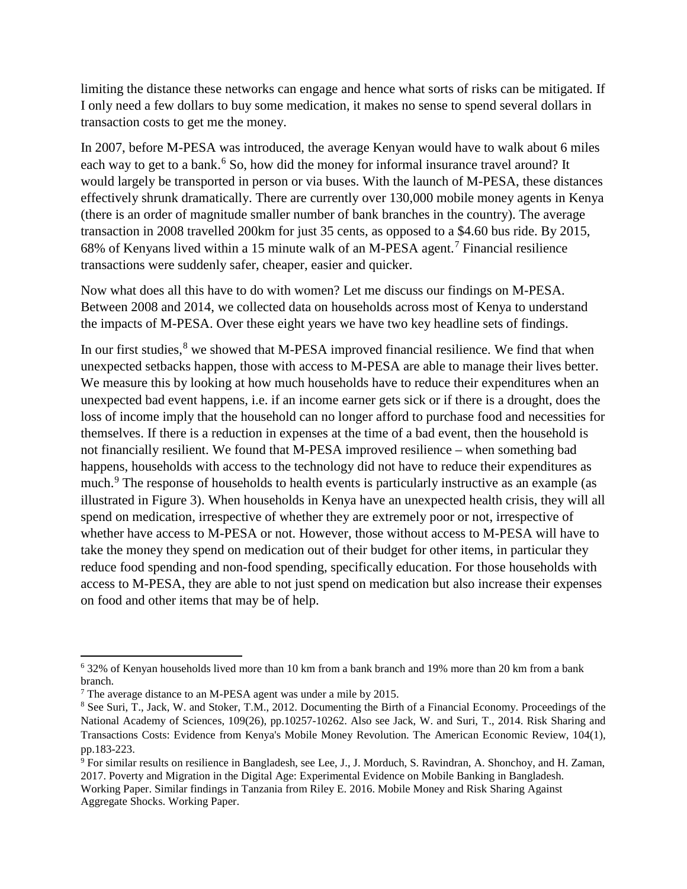limiting the distance these networks can engage and hence what sorts of risks can be mitigated. If I only need a few dollars to buy some medication, it makes no sense to spend several dollars in transaction costs to get me the money.

In 2007, before M-PESA was introduced, the average Kenyan would have to walk about 6 miles each way to get to a bank.[6] So, how did the money for informal insurance travel around? It would largely be transported in person or via buses. With the launch of M-PESA, these distances effectively shrunk dramatically. There are currently over 130,000 mobile money agents in Kenya (there is an order of magnitude smaller number of bank branches in the country). The average transaction in 2008 travelled 200km for just 35 cents, as opposed to a $4.60 bus ride. By 2015, 68% of Kenyans lived within a 15 minute walk of an M-PESA agent.[7] Financial resilience transactions were suddenly safer, cheaper, easier and quicker.

Now what does all this have to do with women? Let me discuss our findings on M-PESA. Between 2008 and 2014, we collected data on households across most of Kenya to understand the impacts of M-PESA. Over these eight years we have two key headline sets of findings.

In our first studies,[8] we showed that M-PESA improved financial resilience. We find that when unexpected setbacks happen, those with access to M-PESA are able to manage their lives better. We measure this by looking at how much households have to reduce their expenditures when an unexpected bad event happens, i.e. if an income earner gets sick or if there is a drought, does the loss of income imply that the household can no longer afford to purchase food and necessities for themselves. If there is a reduction in expenses at the time of a bad event, then the household is not financially resilient. We found that M-PESA improved resilience – when something bad happens, households with access to the technology did not have to reduce their expenditures as much.[9] The response of households to health events is particularly instructive as an example (as illustrated in Figure 3). When households in Kenya have an unexpected health crisis, they will all spend on medication, irrespective of whether they are extremely poor or not, irrespective of whether have access to M-PESA or not. However, those without access to M-PESA will have to take the money they spend on medication out of their budget for other items, in particular they reduce food spending and non-food spending, specifically education. For those households with access to M-PESA, they are able to not just spend on medication but also increase their expenses on food and other items that may be of help.

---

[6] 32% of Kenyan households lived more than 10 km from a bank branch and 19% more than 20 km from a bank branch.

[7] The average distance to an M-PESA agent was under a mile by 2015.

[8] See Suri, T., Jack, W. and Stoker, T.M., 2012. Documenting the Birth of a Financial Economy. Proceedings of the National Academy of Sciences, 109(26), pp.10257-10262. Also see Jack, W. and Suri, T., 2014. Risk Sharing and Transactions Costs: Evidence from Kenya's Mobile Money Revolution. The American Economic Review, 104(1), pp.183-223.

[9] For similar results on resilience in Bangladesh, see Lee, J., J. Morduch, S. Ravindran, A. Shonchoy, and H. Zaman, 2017. Poverty and Migration in the Digital Age: Experimental Evidence on Mobile Banking in Bangladesh. Working Paper. Similar findings in Tanzania from Riley E. 2016. Mobile Money and Risk Sharing Against Aggregate Shocks. Working Paper.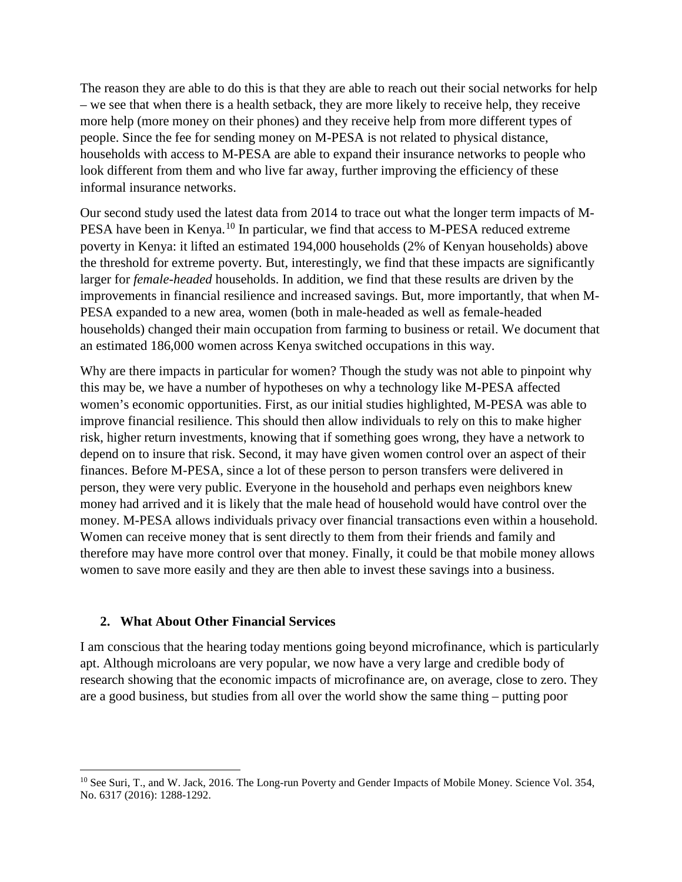The reason they are able to do this is that they are able to reach out their social networks for help – we see that when there is a health setback, they are more likely to receive help, they receive more help (more money on their phones) and they receive help from more different types of people. Since the fee for sending money on M-PESA is not related to physical distance, households with access to M-PESA are able to expand their insurance networks to people who look different from them and who live far away, further improving the efficiency of these informal insurance networks.

Our second study used the latest data from 2014 to trace out what the longer term impacts of M-PESA have been in Kenya.[10] In particular, we find that access to M-PESA reduced extreme poverty in Kenya: it lifted an estimated 194,000 households (2% of Kenyan households) above the threshold for extreme poverty. But, interestingly, we find that these impacts are significantly larger for *female-headed* households. In addition, we find that these results are driven by the improvements in financial resilience and increased savings. But, more importantly, that when M-PESA expanded to a new area, women (both in male-headed as well as female-headed households) changed their main occupation from farming to business or retail. We document that an estimated 186,000 women across Kenya switched occupations in this way.

Why are there impacts in particular for women? Though the study was not able to pinpoint why this may be, we have a number of hypotheses on why a technology like M-PESA affected women's economic opportunities. First, as our initial studies highlighted, M-PESA was able to improve financial resilience. This should then allow individuals to rely on this to make higher risk, higher return investments, knowing that if something goes wrong, they have a network to depend on to insure that risk. Second, it may have given women control over an aspect of their finances. Before M-PESA, since a lot of these person to person transfers were delivered in person, they were very public. Everyone in the household and perhaps even neighbors knew money had arrived and it is likely that the male head of household would have control over the money. M-PESA allows individuals privacy over financial transactions even within a household. Women can receive money that is sent directly to them from their friends and family and therefore may have more control over that money. Finally, it could be that mobile money allows women to save more easily and they are then able to invest these savings into a business.

## 2. What About Other Financial Services

I am conscious that the hearing today mentions going beyond microfinance, which is particularly apt. Although microloans are very popular, we now have a very large and credible body of research showing that the economic impacts of microfinance are, on average, close to zero. They are a good business, but studies from all over the world show the same thing – putting poor

---

[10] See Suri, T., and W. Jack, 2016. The Long-run Poverty and Gender Impacts of Mobile Money. Science Vol. 354, No. 6317 (2016): 1288-1292.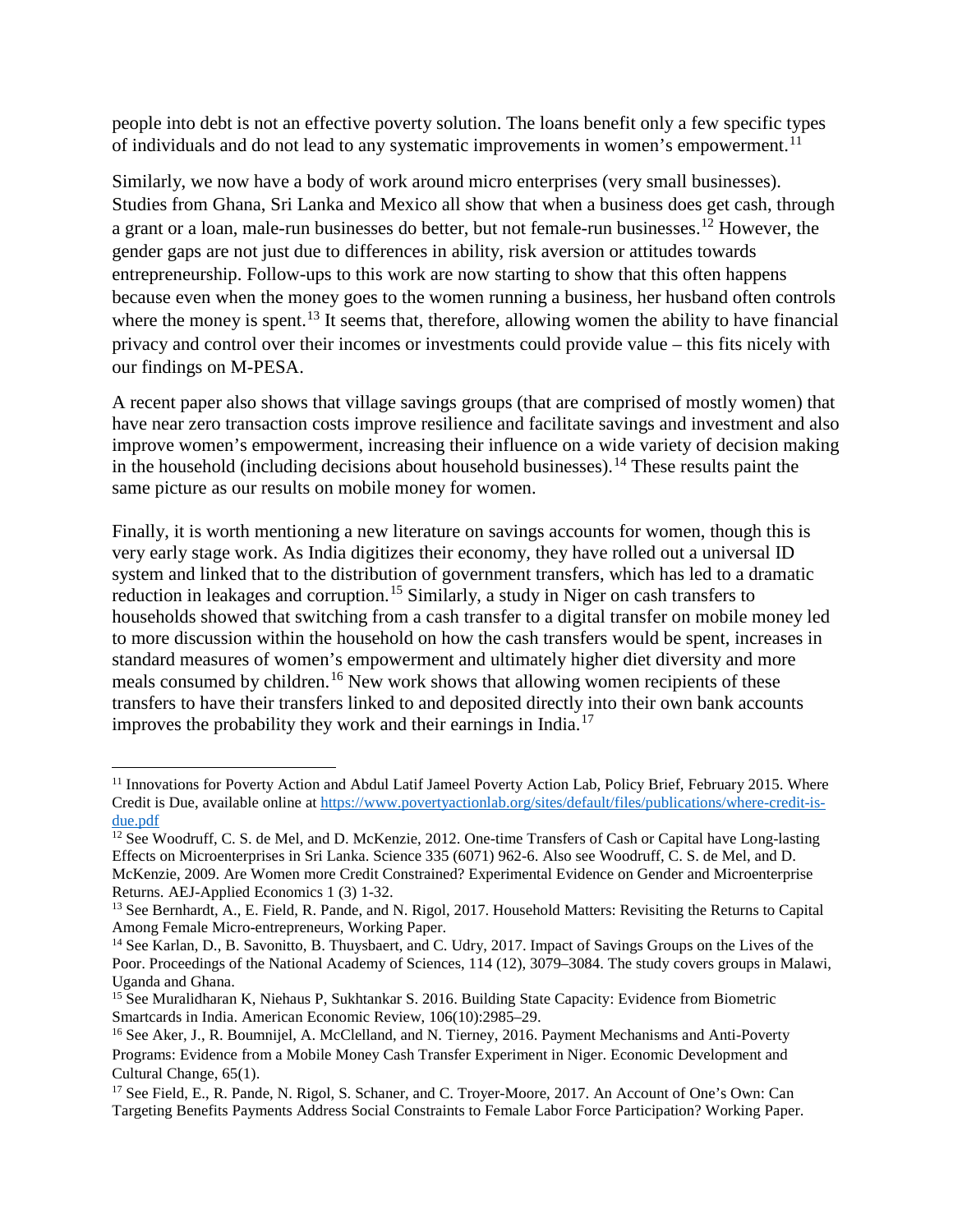people into debt is not an effective poverty solution. The loans benefit only a few specific types of individuals and do not lead to any systematic improvements in women's empowerment.[11]

Similarly, we now have a body of work around micro enterprises (very small businesses). Studies from Ghana, Sri Lanka and Mexico all show that when a business does get cash, through a grant or a loan, male-run businesses do better, but not female-run businesses.[12] However, the gender gaps are not just due to differences in ability, risk aversion or attitudes towards entrepreneurship. Follow-ups to this work are now starting to show that this often happens because even when the money goes to the women running a business, her husband often controls where the money is spent.[13] It seems that, therefore, allowing women the ability to have financial privacy and control over their incomes or investments could provide value – this fits nicely with our findings on M-PESA.

A recent paper also shows that village savings groups (that are comprised of mostly women) that have near zero transaction costs improve resilience and facilitate savings and investment and also improve women's empowerment, increasing their influence on a wide variety of decision making in the household (including decisions about household businesses).[14] These results paint the same picture as our results on mobile money for women.

Finally, it is worth mentioning a new literature on savings accounts for women, though this is very early stage work. As India digitizes their economy, they have rolled out a universal ID system and linked that to the distribution of government transfers, which has led to a dramatic reduction in leakages and corruption.[15] Similarly, a study in Niger on cash transfers to households showed that switching from a cash transfer to a digital transfer on mobile money led to more discussion within the household on how the cash transfers would be spent, increases in standard measures of women's empowerment and ultimately higher diet diversity and more meals consumed by children.[16] New work shows that allowing women recipients of these transfers to have their transfers linked to and deposited directly into their own bank accounts improves the probability they work and their earnings in India.[17]

---

[11] Innovations for Poverty Action and Abdul Latif Jameel Poverty Action Lab, Policy Brief, February 2015. Where Credit is Due, available online at https://www.povertyactionlab.org/sites/default/files/publications/where-credit-is-due.pdf

[12] See Woodruff, C. S. de Mel, and D. McKenzie, 2012. One-time Transfers of Cash or Capital have Long-lasting Effects on Microenterprises in Sri Lanka. Science 335 (6071) 962-6. Also see Woodruff, C. S. de Mel, and D. McKenzie, 2009. Are Women more Credit Constrained? Experimental Evidence on Gender and Microenterprise Returns. AEJ-Applied Economics 1 (3) 1-32.

[13] See Bernhardt, A., E. Field, R. Pande, and N. Rigol, 2017. Household Matters: Revisiting the Returns to Capital Among Female Micro-entrepreneurs, Working Paper.

[14] See Karlan, D., B. Savonitto, B. Thuysbaert, and C. Udry, 2017. Impact of Savings Groups on the Lives of the Poor. Proceedings of the National Academy of Sciences, 114 (12), 3079–3084. The study covers groups in Malawi, Uganda and Ghana.

[15] See Muralidharan K, Niehaus P, Sukhtankar S. 2016. Building State Capacity: Evidence from Biometric Smartcards in India. American Economic Review, 106(10):2985–29.

[16] See Aker, J., R. Boumnijel, A. McClelland, and N. Tierney, 2016. Payment Mechanisms and Anti-Poverty Programs: Evidence from a Mobile Money Cash Transfer Experiment in Niger. Economic Development and Cultural Change, 65(1).

[17] See Field, E., R. Pande, N. Rigol, S. Schaner, and C. Troyer-Moore, 2017. An Account of One's Own: Can Targeting Benefits Payments Address Social Constraints to Female Labor Force Participation? Working Paper.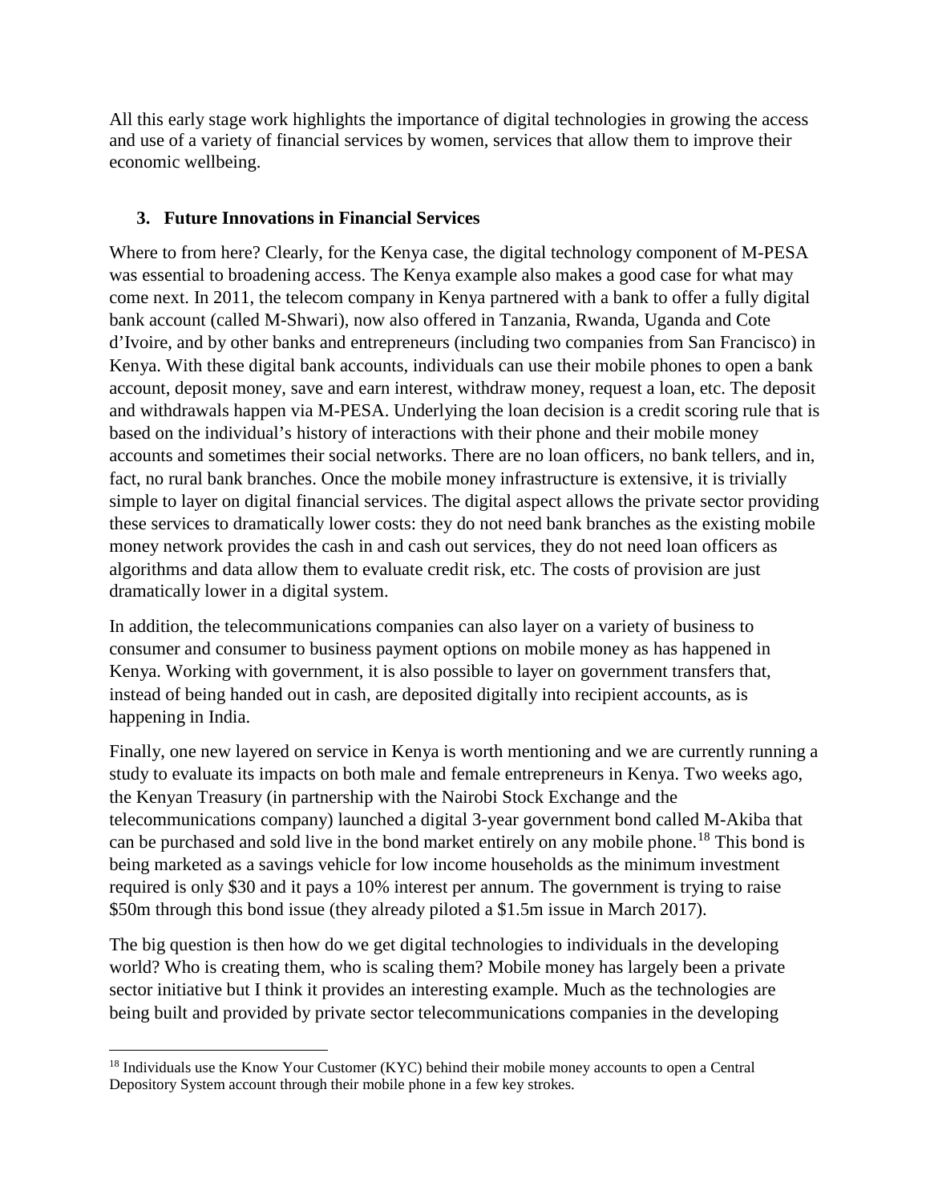All this early stage work highlights the importance of digital technologies in growing the access and use of a variety of financial services by women, services that allow them to improve their economic wellbeing.

## 3. Future Innovations in Financial Services

Where to from here? Clearly, for the Kenya case, the digital technology component of M-PESA was essential to broadening access. The Kenya example also makes a good case for what may come next. In 2011, the telecom company in Kenya partnered with a bank to offer a fully digital bank account (called M-Shwari), now also offered in Tanzania, Rwanda, Uganda and Cote d'Ivoire, and by other banks and entrepreneurs (including two companies from San Francisco) in Kenya. With these digital bank accounts, individuals can use their mobile phones to open a bank account, deposit money, save and earn interest, withdraw money, request a loan, etc. The deposit and withdrawals happen via M-PESA. Underlying the loan decision is a credit scoring rule that is based on the individual's history of interactions with their phone and their mobile money accounts and sometimes their social networks. There are no loan officers, no bank tellers, and in, fact, no rural bank branches. Once the mobile money infrastructure is extensive, it is trivially simple to layer on digital financial services. The digital aspect allows the private sector providing these services to dramatically lower costs: they do not need bank branches as the existing mobile money network provides the cash in and cash out services, they do not need loan officers as algorithms and data allow them to evaluate credit risk, etc. The costs of provision are just dramatically lower in a digital system.

In addition, the telecommunications companies can also layer on a variety of business to consumer and consumer to business payment options on mobile money as has happened in Kenya. Working with government, it is also possible to layer on government transfers that, instead of being handed out in cash, are deposited digitally into recipient accounts, as is happening in India.

Finally, one new layered on service in Kenya is worth mentioning and we are currently running a study to evaluate its impacts on both male and female entrepreneurs in Kenya. Two weeks ago, the Kenyan Treasury (in partnership with the Nairobi Stock Exchange and the telecommunications company) launched a digital 3-year government bond called M-Akiba that can be purchased and sold live in the bond market entirely on any mobile phone.[18] This bond is being marketed as a savings vehicle for low income households as the minimum investment required is only \$30 and it pays a 10% interest per annum. The government is trying to raise \$50m through this bond issue (they already piloted a \$1.5m issue in March 2017).

The big question is then how do we get digital technologies to individuals in the developing world? Who is creating them, who is scaling them? Mobile money has largely been a private sector initiative but I think it provides an interesting example. Much as the technologies are being built and provided by private sector telecommunications companies in the developing

[18] Individuals use the Know Your Customer (KYC) behind their mobile money accounts to open a Central Depository System account through their mobile phone in a few key strokes.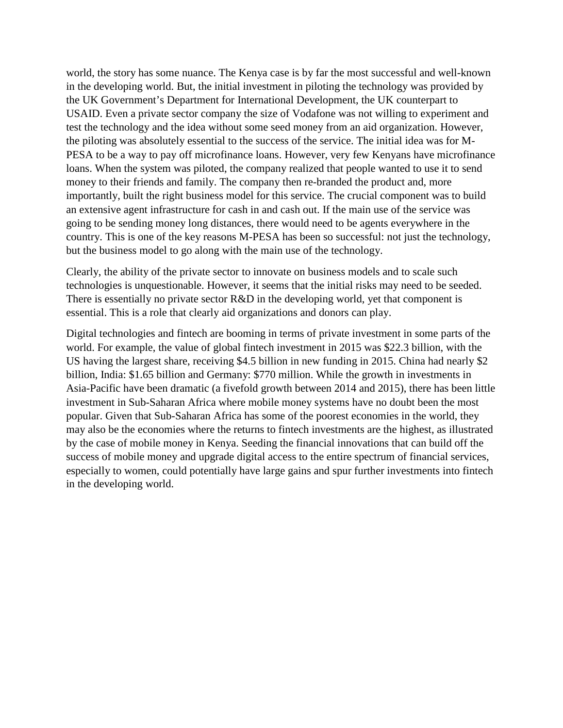world, the story has some nuance. The Kenya case is by far the most successful and well-known in the developing world. But, the initial investment in piloting the technology was provided by the UK Government's Department for International Development, the UK counterpart to USAID. Even a private sector company the size of Vodafone was not willing to experiment and test the technology and the idea without some seed money from an aid organization. However, the piloting was absolutely essential to the success of the service. The initial idea was for M-PESA to be a way to pay off microfinance loans. However, very few Kenyans have microfinance loans. When the system was piloted, the company realized that people wanted to use it to send money to their friends and family. The company then re-branded the product and, more importantly, built the right business model for this service. The crucial component was to build an extensive agent infrastructure for cash in and cash out. If the main use of the service was going to be sending money long distances, there would need to be agents everywhere in the country. This is one of the key reasons M-PESA has been so successful: not just the technology, but the business model to go along with the main use of the technology.

Clearly, the ability of the private sector to innovate on business models and to scale such technologies is unquestionable. However, it seems that the initial risks may need to be seeded. There is essentially no private sector R&D in the developing world, yet that component is essential. This is a role that clearly aid organizations and donors can play.

Digital technologies and fintech are booming in terms of private investment in some parts of the world. For example, the value of global fintech investment in 2015 was $22.3 billion, with the US having the largest share, receiving $4.5 billion in new funding in 2015. China had nearly $2 billion, India: $1.65 billion and Germany: $770 million. While the growth in investments in Asia-Pacific have been dramatic (a fivefold growth between 2014 and 2015), there has been little investment in Sub-Saharan Africa where mobile money systems have no doubt been the most popular. Given that Sub-Saharan Africa has some of the poorest economies in the world, they may also be the economies where the returns to fintech investments are the highest, as illustrated by the case of mobile money in Kenya. Seeding the financial innovations that can build off the success of mobile money and upgrade digital access to the entire spectrum of financial services, especially to women, could potentially have large gains and spur further investments into fintech in the developing world.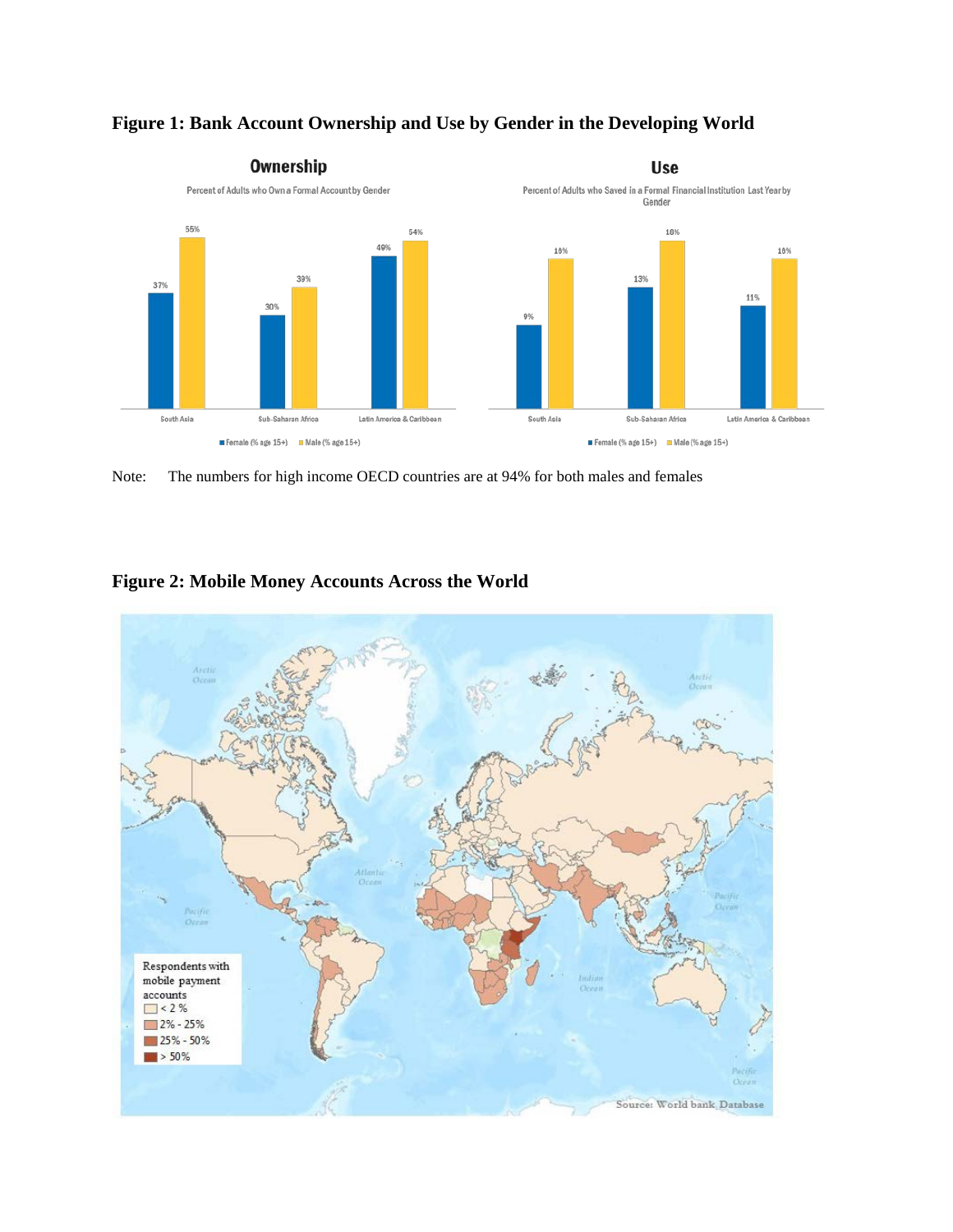**Figure 1: Bank Account Ownership and Use by Gender in the Developing World**

Note: The numbers for high income OECD countries are at 94% for both males and females

**Figure 2: Mobile Money Accounts Across the World**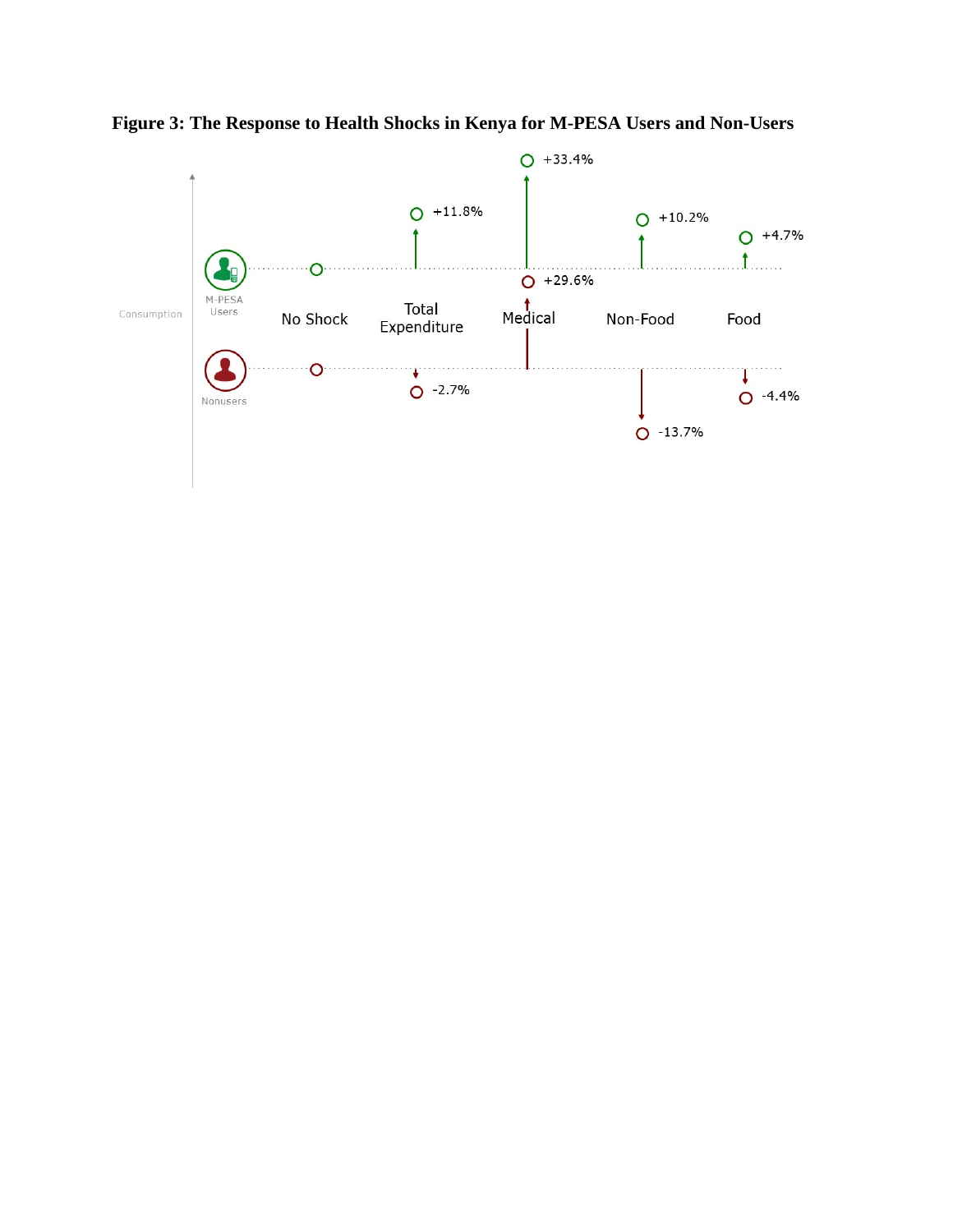**Figure 3: The Response to Health Shocks in Kenya for M-PESA Users and Non-Users**

Consumption

M-PESA Users

Nonusers

No Shock

Total Expenditure

Medical

Non-Food

Food

+11.8%

+33.4%

+10.2%

+4.7%

+29.6%

-2.7%

-13.7%

-4.4%